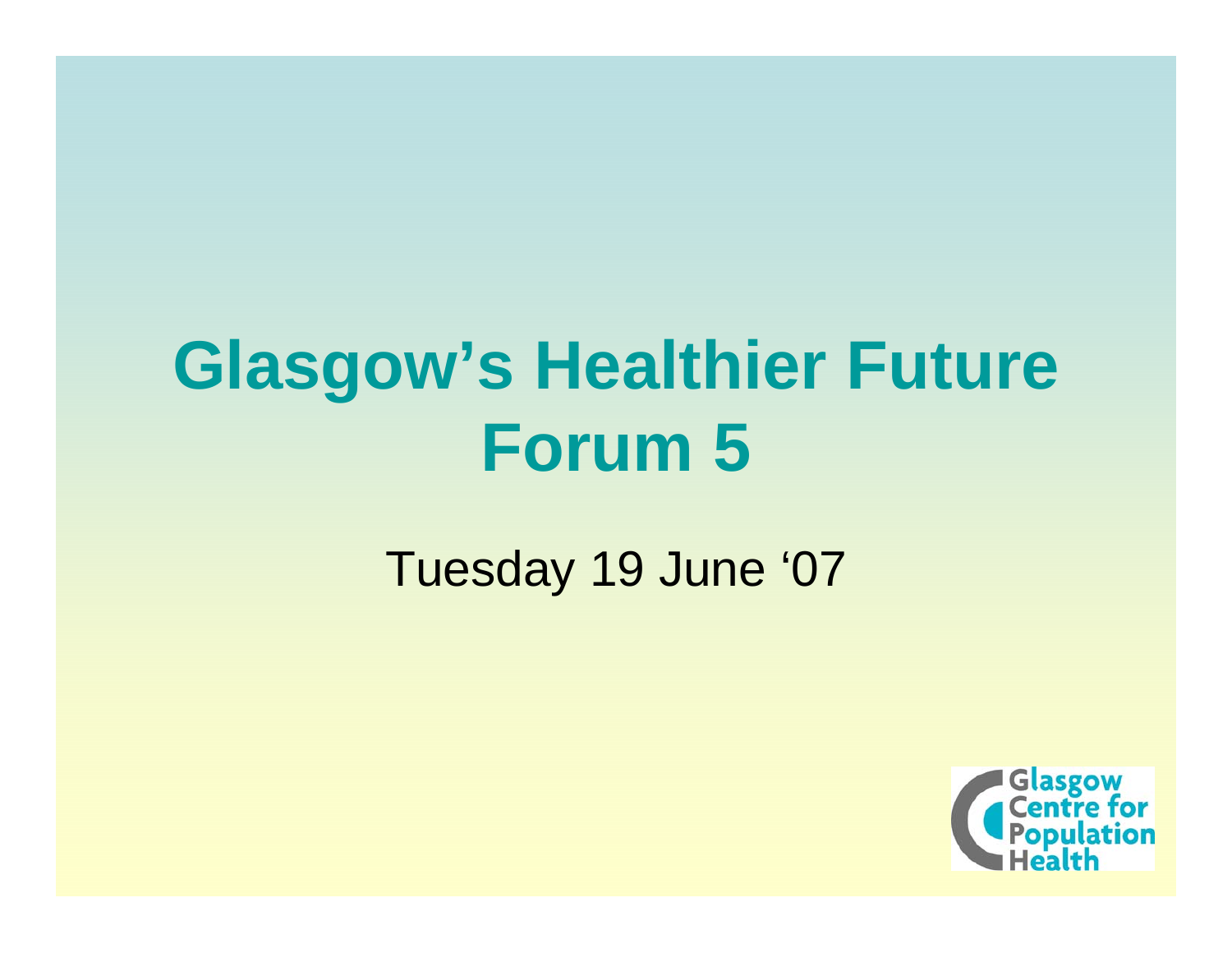# Glasgow's Healthier Future Forum 5

Tuesday 19 June '07

Glasgow Centre for Population Health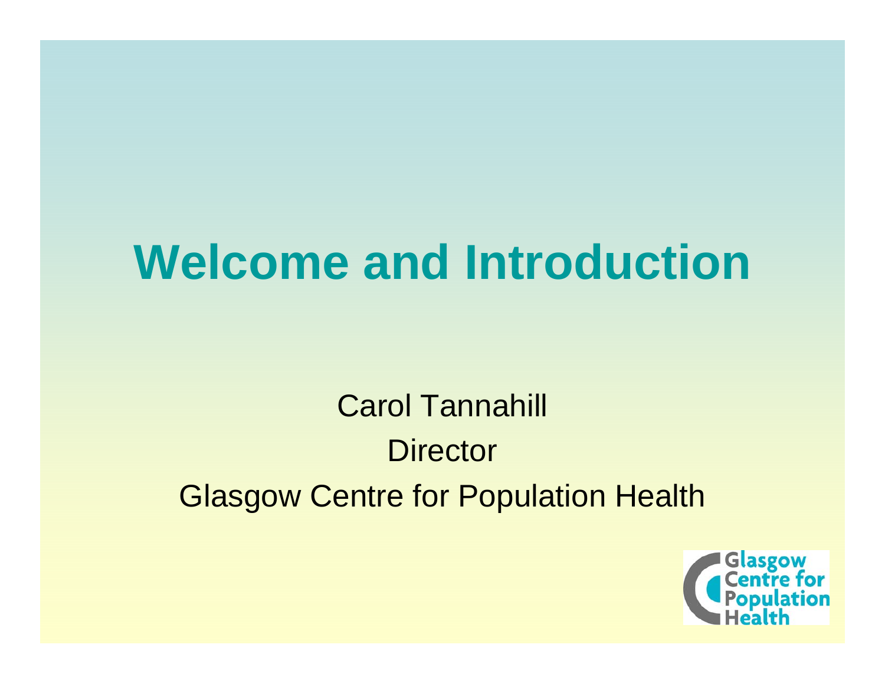# Welcome and Introduction

Carol Tannahill

Director

Glasgow Centre for Population Health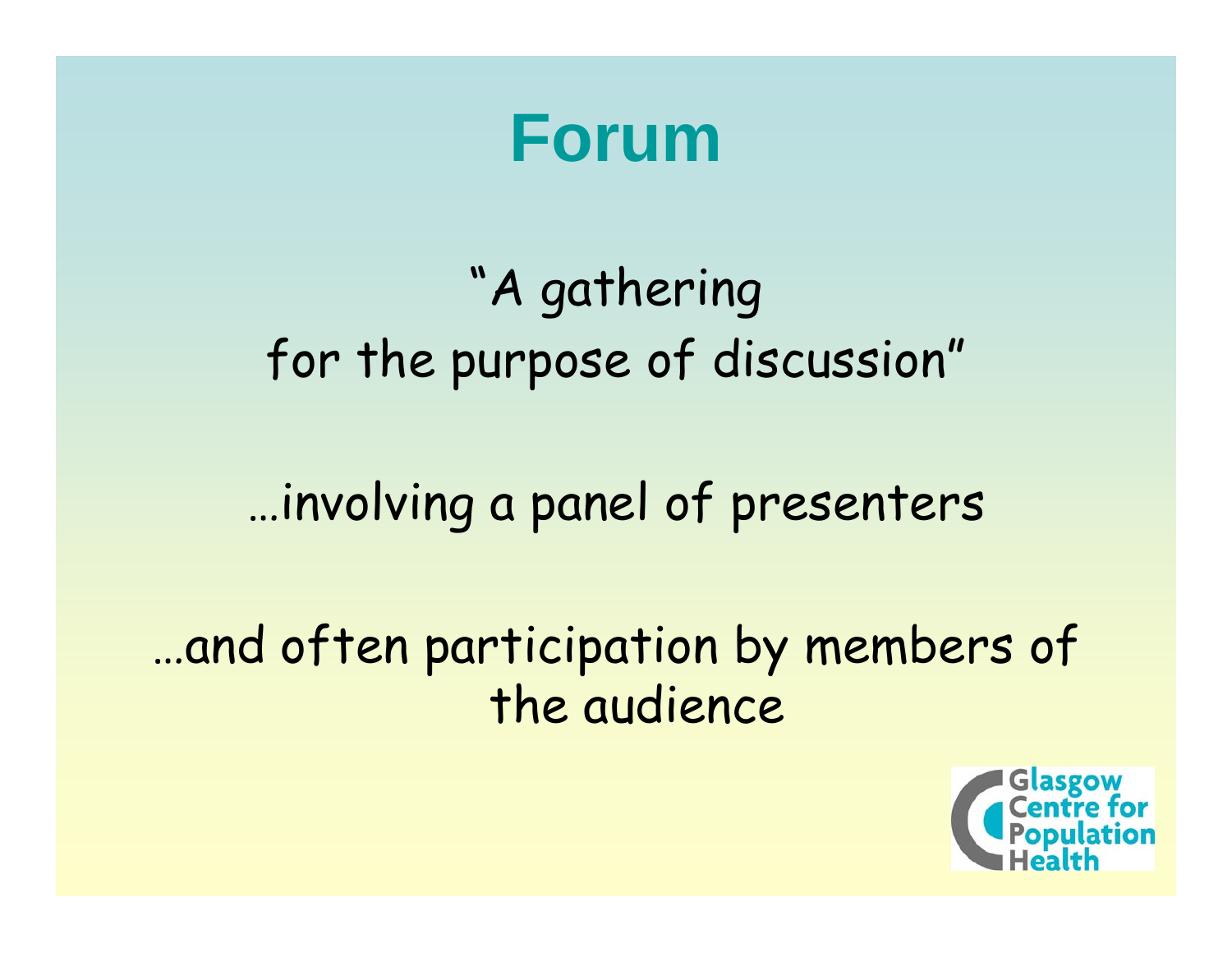# Forum

"A gathering
for the purpose of discussion"

…involving a panel of presenters

…and often participation by members of the audience

Glasgow Centre for Population Health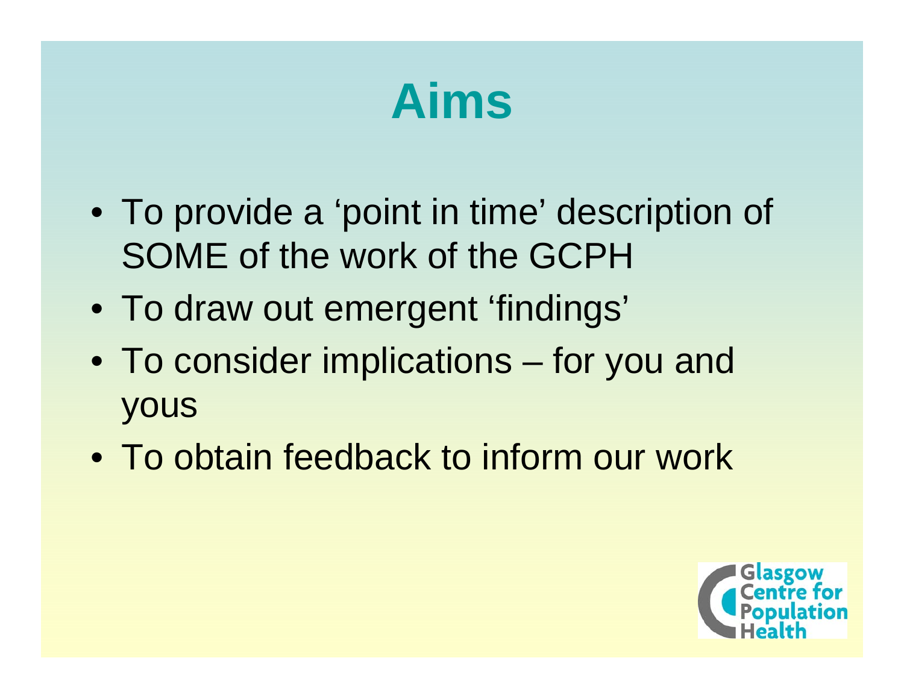# Aims

- To provide a 'point in time' description of SOME of the work of the GCPH
- To draw out emergent 'findings'
- To consider implications – for you and yous
- To obtain feedback to inform our work

Glasgow Centre for Population Health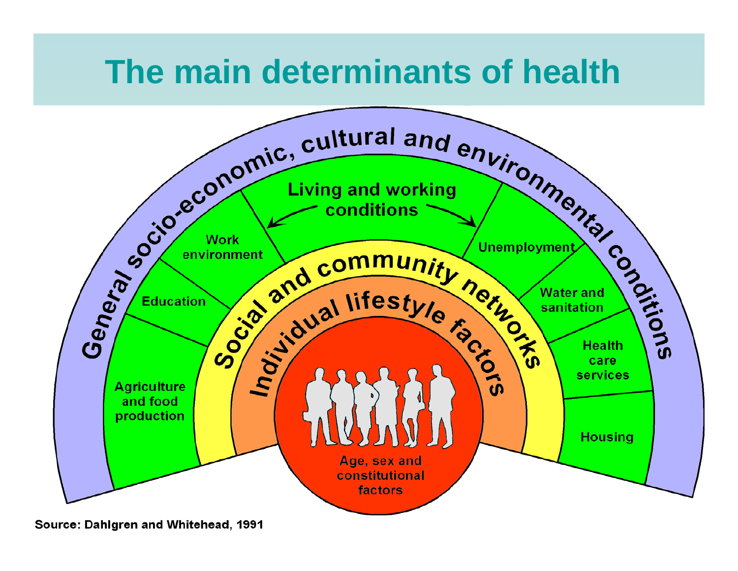# The main determinants of health

General socio-economic, cultural and environmental conditions

Living and working conditions

Work environment

Education

Agriculture and food production

Unemployment

Water and sanitation

Health care services

Housing

Social and community networks

Individual lifestyle factors

Age, sex and constitutional factors

Source: Dahlgren and Whitehead, 1991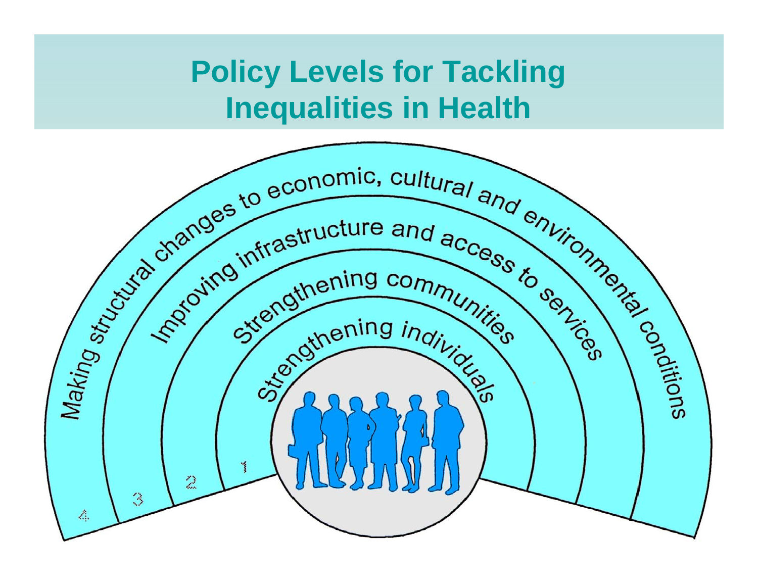# Policy Levels for Tackling Inequalities in Health

4. Making structural changes to economic, cultural and environmental conditions
3. Improving infrastructure and access to services
2. Strengthening communities
1. Strengthening individuals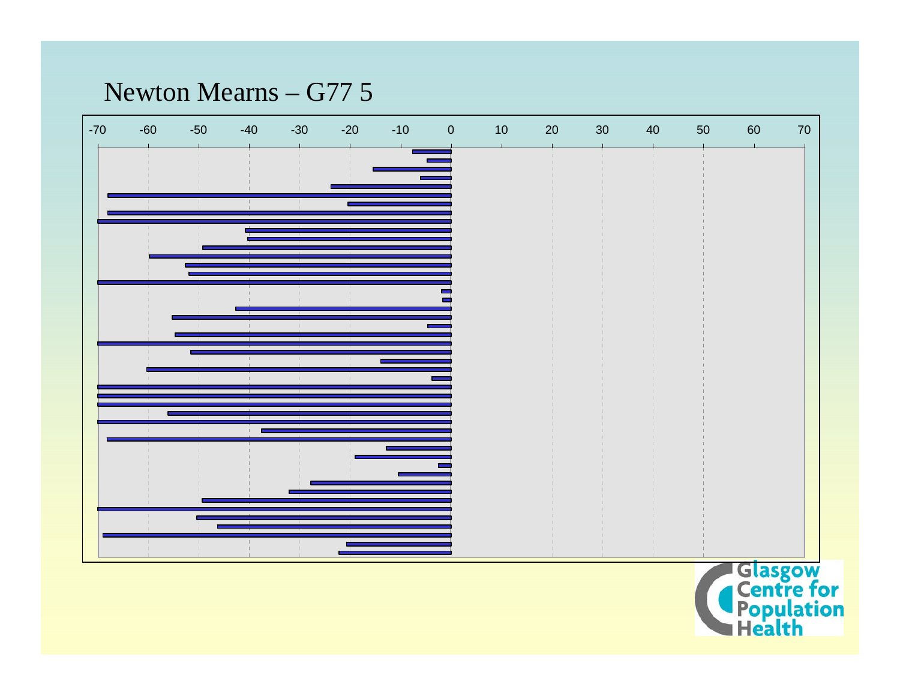# Newton Mearns – G77 5

-70 -60 -50 -40 -30 -20 -10 0 10 20 30 40 50 60 70

Glasgow Centre for Population Health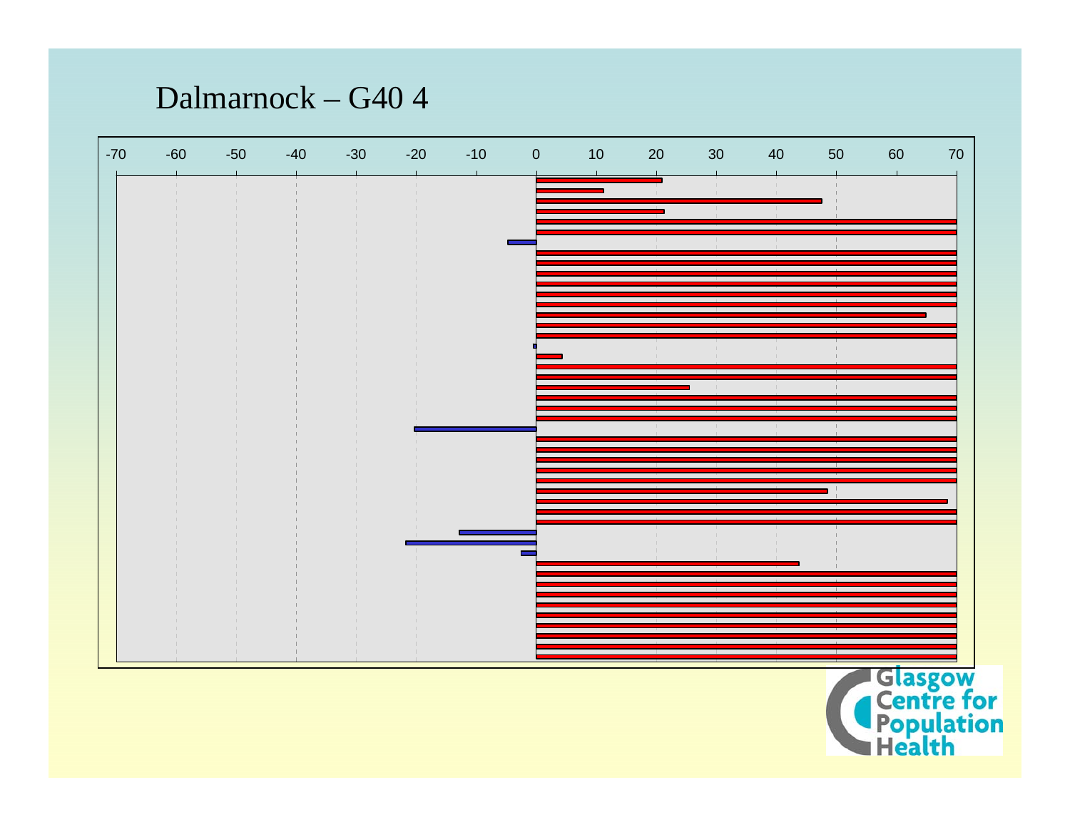# Dalmarnock – G40 4

-70 -60 -50 -40 -30 -20 -10 0 10 20 30 40 50 60 70

Glasgow Centre for Population Health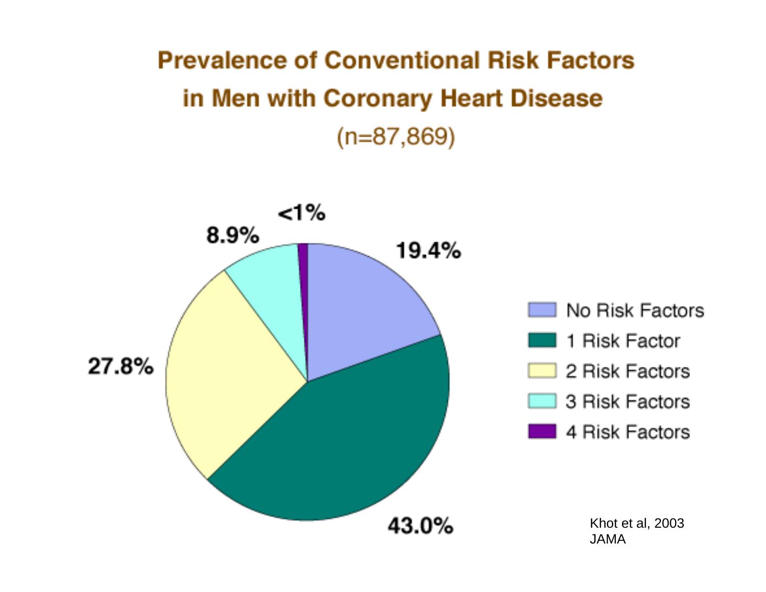# Prevalence of Conventional Risk Factors in Men with Coronary Heart Disease

(n=87,869)

| Category | Percentage |
| --- | --- |
| No Risk Factors | 19.4% |
| 1 Risk Factor | 43.0% |
| 2 Risk Factors | 27.8% |
| 3 Risk Factors | 8.9% |
| 4 Risk Factors | <1% |

Khot et al, 2003 JAMA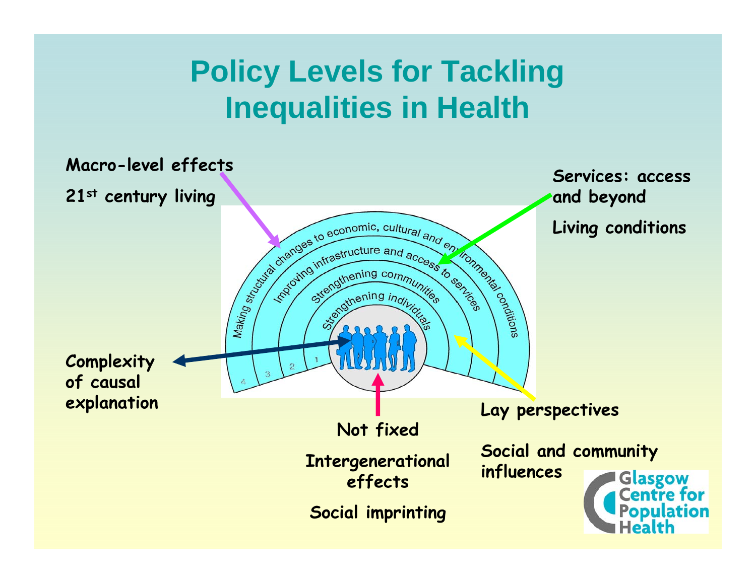# Policy Levels for Tackling Inequalities in Health

Macro-level effects

21st century living

Services: access and beyond

Living conditions

Making structural changes to economic, cultural and environmental conditions

Improving infrastructure and access to services

Strengthening communities

Strengthening individuals

4 3 2 1

Complexity of causal explanation

Lay perspectives

Social and community influences

Not fixed

Intergenerational effects

Social imprinting

Glasgow Centre for Population Health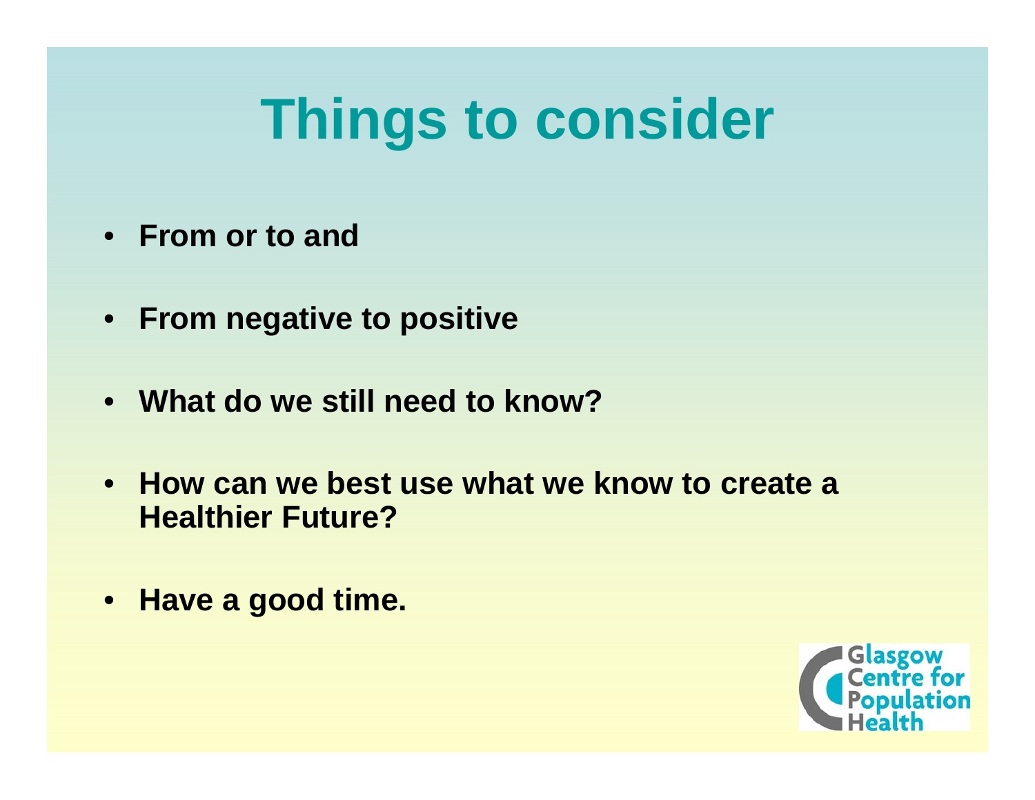# Things to consider

- **From or to and**
- **From negative to positive**
- **What do we still need to know?**
- **How can we best use what we know to create a Healthier Future?**
- **Have a good time.**

Glasgow Centre for Population Health